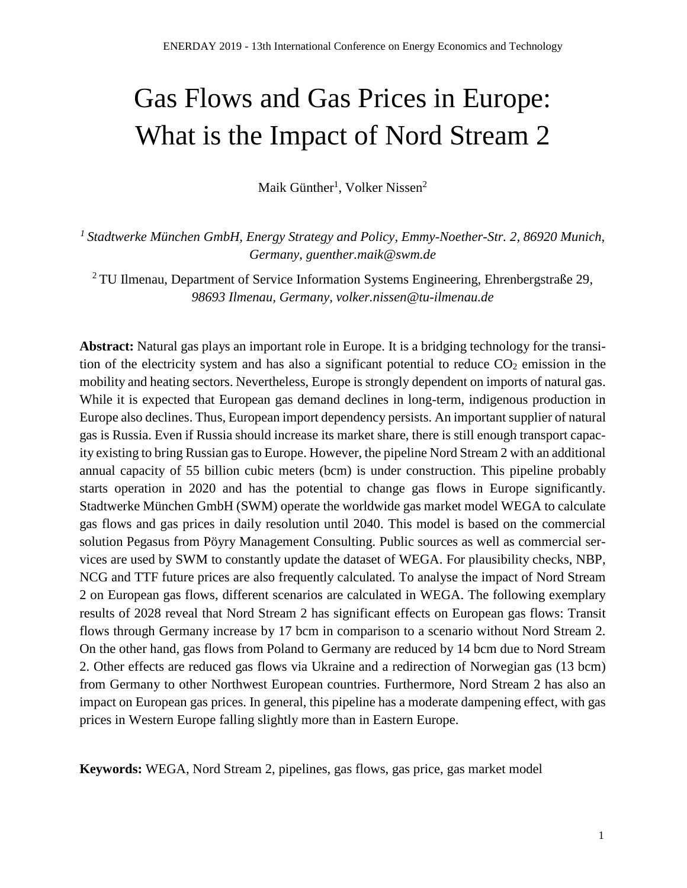# Gas Flows and Gas Prices in Europe: What is the Impact of Nord Stream 2

Maik Günther[1], Volker Nissen[2]

[1] *Stadtwerke München GmbH, Energy Strategy and Policy, Emmy-Noether-Str. 2, 86920 Munich, Germany, guenther.maik@swm.de*

[2] TU Ilmenau, Department of Service Information Systems Engineering, Ehrenbergstraße 29, *98693 Ilmenau, Germany, volker.nissen@tu-ilmenau.de*

**Abstract:** Natural gas plays an important role in Europe. It is a bridging technology for the transition of the electricity system and has also a significant potential to reduce $CO_2$ emission in the mobility and heating sectors. Nevertheless, Europe is strongly dependent on imports of natural gas. While it is expected that European gas demand declines in long-term, indigenous production in Europe also declines. Thus, European import dependency persists. An important supplier of natural gas is Russia. Even if Russia should increase its market share, there is still enough transport capacity existing to bring Russian gas to Europe. However, the pipeline Nord Stream 2 with an additional annual capacity of 55 billion cubic meters (bcm) is under construction. This pipeline probably starts operation in 2020 and has the potential to change gas flows in Europe significantly. Stadtwerke München GmbH (SWM) operate the worldwide gas market model WEGA to calculate gas flows and gas prices in daily resolution until 2040. This model is based on the commercial solution Pegasus from Pöyry Management Consulting. Public sources as well as commercial services are used by SWM to constantly update the dataset of WEGA. For plausibility checks, NBP, NCG and TTF future prices are also frequently calculated. To analyse the impact of Nord Stream 2 on European gas flows, different scenarios are calculated in WEGA. The following exemplary results of 2028 reveal that Nord Stream 2 has significant effects on European gas flows: Transit flows through Germany increase by 17 bcm in comparison to a scenario without Nord Stream 2. On the other hand, gas flows from Poland to Germany are reduced by 14 bcm due to Nord Stream 2. Other effects are reduced gas flows via Ukraine and a redirection of Norwegian gas (13 bcm) from Germany to other Northwest European countries. Furthermore, Nord Stream 2 has also an impact on European gas prices. In general, this pipeline has a moderate dampening effect, with gas prices in Western Europe falling slightly more than in Eastern Europe.

**Keywords:** WEGA, Nord Stream 2, pipelines, gas flows, gas price, gas market model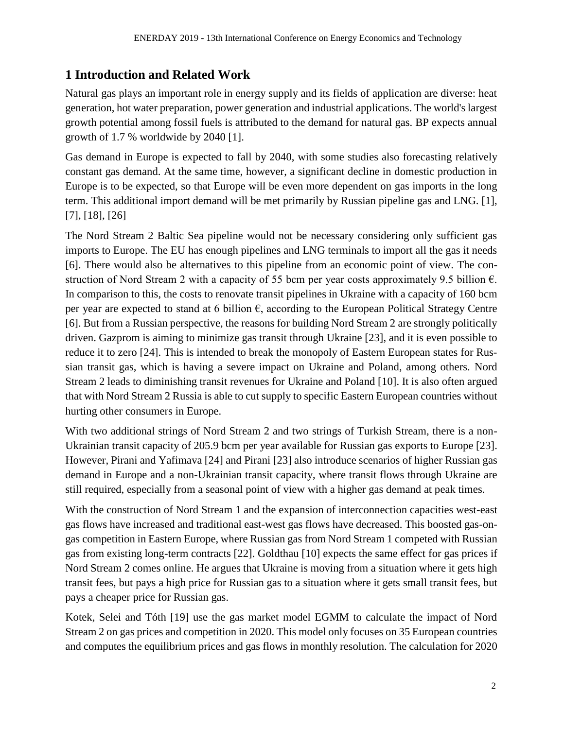# 1 Introduction and Related Work

Natural gas plays an important role in energy supply and its fields of application are diverse: heat generation, hot water preparation, power generation and industrial applications. The world's largest growth potential among fossil fuels is attributed to the demand for natural gas. BP expects annual growth of 1.7 % worldwide by 2040 [1].

Gas demand in Europe is expected to fall by 2040, with some studies also forecasting relatively constant gas demand. At the same time, however, a significant decline in domestic production in Europe is to be expected, so that Europe will be even more dependent on gas imports in the long term. This additional import demand will be met primarily by Russian pipeline gas and LNG. [1], [7], [18], [26]

The Nord Stream 2 Baltic Sea pipeline would not be necessary considering only sufficient gas imports to Europe. The EU has enough pipelines and LNG terminals to import all the gas it needs [6]. There would also be alternatives to this pipeline from an economic point of view. The construction of Nord Stream 2 with a capacity of 55 bcm per year costs approximately 9.5 billion €. In comparison to this, the costs to renovate transit pipelines in Ukraine with a capacity of 160 bcm per year are expected to stand at 6 billion €, according to the European Political Strategy Centre [6]. But from a Russian perspective, the reasons for building Nord Stream 2 are strongly politically driven. Gazprom is aiming to minimize gas transit through Ukraine [23], and it is even possible to reduce it to zero [24]. This is intended to break the monopoly of Eastern European states for Russian transit gas, which is having a severe impact on Ukraine and Poland, among others. Nord Stream 2 leads to diminishing transit revenues for Ukraine and Poland [10]. It is also often argued that with Nord Stream 2 Russia is able to cut supply to specific Eastern European countries without hurting other consumers in Europe.

With two additional strings of Nord Stream 2 and two strings of Turkish Stream, there is a non-Ukrainian transit capacity of 205.9 bcm per year available for Russian gas exports to Europe [23]. However, Pirani and Yafimava [24] and Pirani [23] also introduce scenarios of higher Russian gas demand in Europe and a non-Ukrainian transit capacity, where transit flows through Ukraine are still required, especially from a seasonal point of view with a higher gas demand at peak times.

With the construction of Nord Stream 1 and the expansion of interconnection capacities west-east gas flows have increased and traditional east-west gas flows have decreased. This boosted gas-on-gas competition in Eastern Europe, where Russian gas from Nord Stream 1 competed with Russian gas from existing long-term contracts [22]. Goldthau [10] expects the same effect for gas prices if Nord Stream 2 comes online. He argues that Ukraine is moving from a situation where it gets high transit fees, but pays a high price for Russian gas to a situation where it gets small transit fees, but pays a cheaper price for Russian gas.

Kotek, Selei and Tóth [19] use the gas market model EGMM to calculate the impact of Nord Stream 2 on gas prices and competition in 2020. This model only focuses on 35 European countries and computes the equilibrium prices and gas flows in monthly resolution. The calculation for 2020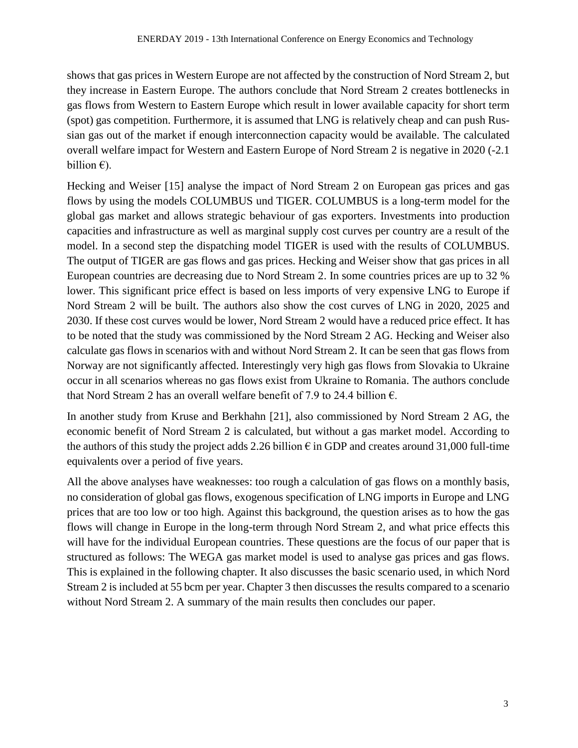shows that gas prices in Western Europe are not affected by the construction of Nord Stream 2, but they increase in Eastern Europe. The authors conclude that Nord Stream 2 creates bottlenecks in gas flows from Western to Eastern Europe which result in lower available capacity for short term (spot) gas competition. Furthermore, it is assumed that LNG is relatively cheap and can push Russian gas out of the market if enough interconnection capacity would be available. The calculated overall welfare impact for Western and Eastern Europe of Nord Stream 2 is negative in 2020 (-2.1 billion €).

Hecking and Weiser [15] analyse the impact of Nord Stream 2 on European gas prices and gas flows by using the models COLUMBUS und TIGER. COLUMBUS is a long-term model for the global gas market and allows strategic behaviour of gas exporters. Investments into production capacities and infrastructure as well as marginal supply cost curves per country are a result of the model. In a second step the dispatching model TIGER is used with the results of COLUMBUS. The output of TIGER are gas flows and gas prices. Hecking and Weiser show that gas prices in all European countries are decreasing due to Nord Stream 2. In some countries prices are up to 32 % lower. This significant price effect is based on less imports of very expensive LNG to Europe if Nord Stream 2 will be built. The authors also show the cost curves of LNG in 2020, 2025 and 2030. If these cost curves would be lower, Nord Stream 2 would have a reduced price effect. It has to be noted that the study was commissioned by the Nord Stream 2 AG. Hecking and Weiser also calculate gas flows in scenarios with and without Nord Stream 2. It can be seen that gas flows from Norway are not significantly affected. Interestingly very high gas flows from Slovakia to Ukraine occur in all scenarios whereas no gas flows exist from Ukraine to Romania. The authors conclude that Nord Stream 2 has an overall welfare benefit of 7.9 to 24.4 billion €.

In another study from Kruse and Berkhahn [21], also commissioned by Nord Stream 2 AG, the economic benefit of Nord Stream 2 is calculated, but without a gas market model. According to the authors of this study the project adds 2.26 billion € in GDP and creates around 31,000 full-time equivalents over a period of five years.

All the above analyses have weaknesses: too rough a calculation of gas flows on a monthly basis, no consideration of global gas flows, exogenous specification of LNG imports in Europe and LNG prices that are too low or too high. Against this background, the question arises as to how the gas flows will change in Europe in the long-term through Nord Stream 2, and what price effects this will have for the individual European countries. These questions are the focus of our paper that is structured as follows: The WEGA gas market model is used to analyse gas prices and gas flows. This is explained in the following chapter. It also discusses the basic scenario used, in which Nord Stream 2 is included at 55 bcm per year. Chapter 3 then discusses the results compared to a scenario without Nord Stream 2. A summary of the main results then concludes our paper.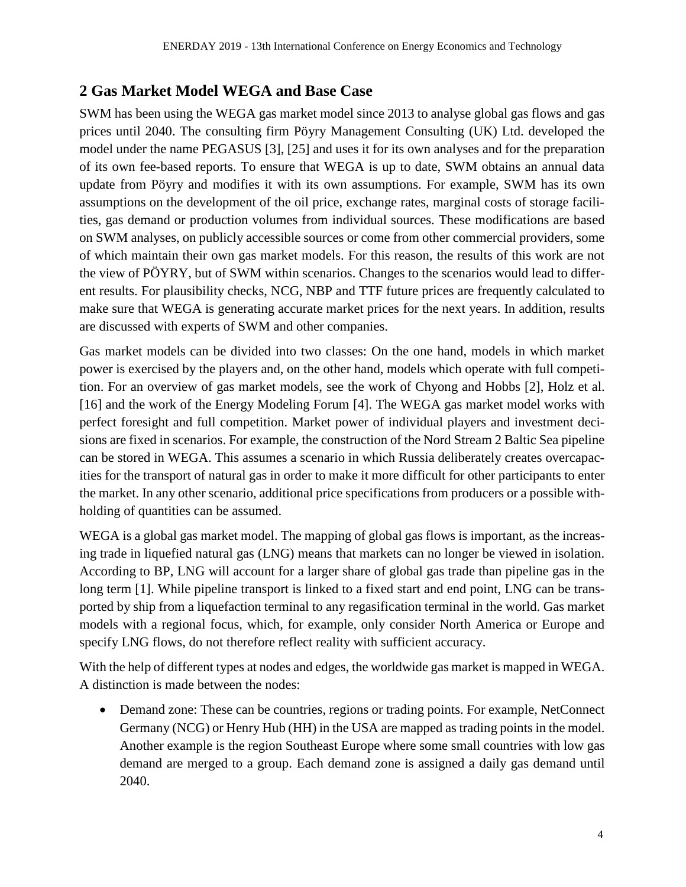## 2 Gas Market Model WEGA and Base Case

SWM has been using the WEGA gas market model since 2013 to analyse global gas flows and gas prices until 2040. The consulting firm Pöyry Management Consulting (UK) Ltd. developed the model under the name PEGASUS [3], [25] and uses it for its own analyses and for the preparation of its own fee-based reports. To ensure that WEGA is up to date, SWM obtains an annual data update from Pöyry and modifies it with its own assumptions. For example, SWM has its own assumptions on the development of the oil price, exchange rates, marginal costs of storage facilities, gas demand or production volumes from individual sources. These modifications are based on SWM analyses, on publicly accessible sources or come from other commercial providers, some of which maintain their own gas market models. For this reason, the results of this work are not the view of PÖYRY, but of SWM within scenarios. Changes to the scenarios would lead to different results. For plausibility checks, NCG, NBP and TTF future prices are frequently calculated to make sure that WEGA is generating accurate market prices for the next years. In addition, results are discussed with experts of SWM and other companies.

Gas market models can be divided into two classes: On the one hand, models in which market power is exercised by the players and, on the other hand, models which operate with full competition. For an overview of gas market models, see the work of Chyong and Hobbs [2], Holz et al. [16] and the work of the Energy Modeling Forum [4]. The WEGA gas market model works with perfect foresight and full competition. Market power of individual players and investment decisions are fixed in scenarios. For example, the construction of the Nord Stream 2 Baltic Sea pipeline can be stored in WEGA. This assumes a scenario in which Russia deliberately creates overcapacities for the transport of natural gas in order to make it more difficult for other participants to enter the market. In any other scenario, additional price specifications from producers or a possible withholding of quantities can be assumed.

WEGA is a global gas market model. The mapping of global gas flows is important, as the increasing trade in liquefied natural gas (LNG) means that markets can no longer be viewed in isolation. According to BP, LNG will account for a larger share of global gas trade than pipeline gas in the long term [1]. While pipeline transport is linked to a fixed start and end point, LNG can be transported by ship from a liquefaction terminal to any regasification terminal in the world. Gas market models with a regional focus, which, for example, only consider North America or Europe and specify LNG flows, do not therefore reflect reality with sufficient accuracy.

With the help of different types at nodes and edges, the worldwide gas market is mapped in WEGA. A distinction is made between the nodes:

- Demand zone: These can be countries, regions or trading points. For example, NetConnect Germany (NCG) or Henry Hub (HH) in the USA are mapped as trading points in the model. Another example is the region Southeast Europe where some small countries with low gas demand are merged to a group. Each demand zone is assigned a daily gas demand until 2040.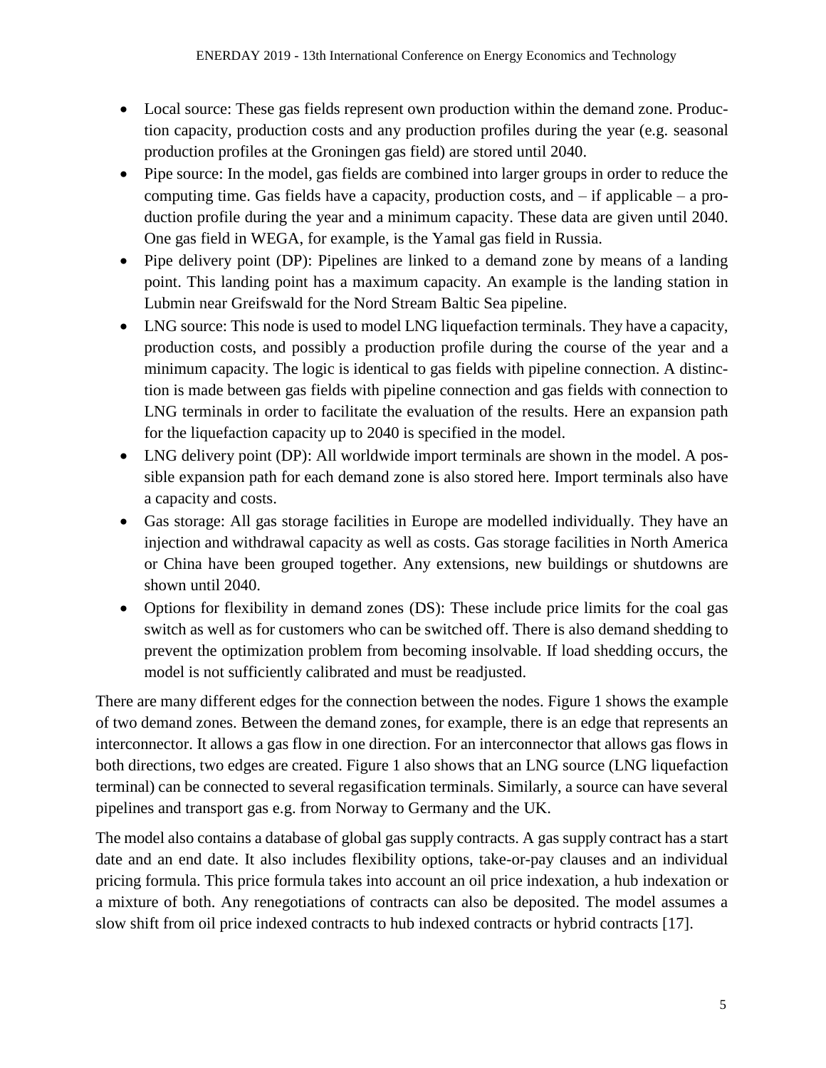- Local source: These gas fields represent own production within the demand zone. Production capacity, production costs and any production profiles during the year (e.g. seasonal production profiles at the Groningen gas field) are stored until 2040.
- Pipe source: In the model, gas fields are combined into larger groups in order to reduce the computing time. Gas fields have a capacity, production costs, and – if applicable – a production profile during the year and a minimum capacity. These data are given until 2040. One gas field in WEGA, for example, is the Yamal gas field in Russia.
- Pipe delivery point (DP): Pipelines are linked to a demand zone by means of a landing point. This landing point has a maximum capacity. An example is the landing station in Lubmin near Greifswald for the Nord Stream Baltic Sea pipeline.
- LNG source: This node is used to model LNG liquefaction terminals. They have a capacity, production costs, and possibly a production profile during the course of the year and a minimum capacity. The logic is identical to gas fields with pipeline connection. A distinction is made between gas fields with pipeline connection and gas fields with connection to LNG terminals in order to facilitate the evaluation of the results. Here an expansion path for the liquefaction capacity up to 2040 is specified in the model.
- LNG delivery point (DP): All worldwide import terminals are shown in the model. A possible expansion path for each demand zone is also stored here. Import terminals also have a capacity and costs.
- Gas storage: All gas storage facilities in Europe are modelled individually. They have an injection and withdrawal capacity as well as costs. Gas storage facilities in North America or China have been grouped together. Any extensions, new buildings or shutdowns are shown until 2040.
- Options for flexibility in demand zones (DS): These include price limits for the coal gas switch as well as for customers who can be switched off. There is also demand shedding to prevent the optimization problem from becoming insolvable. If load shedding occurs, the model is not sufficiently calibrated and must be readjusted.

There are many different edges for the connection between the nodes. Figure 1 shows the example of two demand zones. Between the demand zones, for example, there is an edge that represents an interconnector. It allows a gas flow in one direction. For an interconnector that allows gas flows in both directions, two edges are created. Figure 1 also shows that an LNG source (LNG liquefaction terminal) can be connected to several regasification terminals. Similarly, a source can have several pipelines and transport gas e.g. from Norway to Germany and the UK.

The model also contains a database of global gas supply contracts. A gas supply contract has a start date and an end date. It also includes flexibility options, take-or-pay clauses and an individual pricing formula. This price formula takes into account an oil price indexation, a hub indexation or a mixture of both. Any renegotiations of contracts can also be deposited. The model assumes a slow shift from oil price indexed contracts to hub indexed contracts or hybrid contracts [17].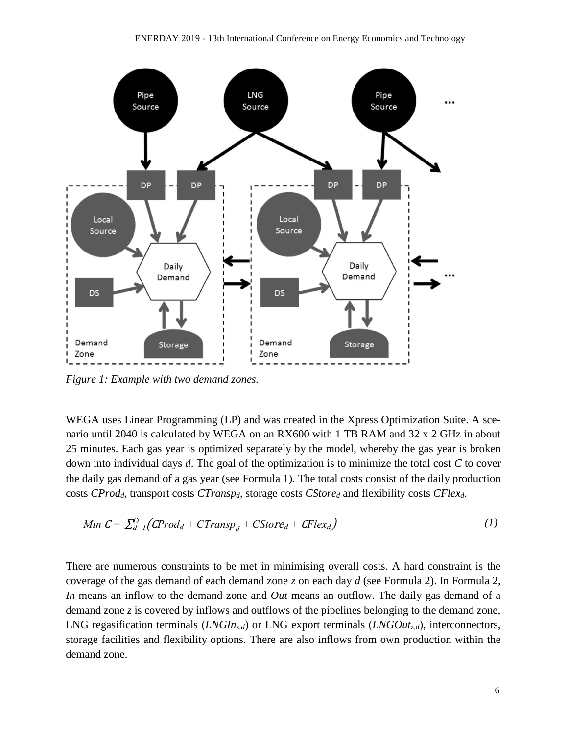Figure 1: Example with two demand zones.

WEGA uses Linear Programming (LP) and was created in the Xpress Optimization Suite. A scenario until 2040 is calculated by WEGA on an RX600 with 1 TB RAM and 32 x 2 GHz in about 25 minutes. Each gas year is optimized separately by the model, whereby the gas year is broken down into individual days $d$. The goal of the optimization is to minimize the total cost $C$ to cover the daily gas demand of a gas year (see Formula 1). The total costs consist of the daily production costs $CProd_d$, transport costs $CTransp_d$, storage costs $CStore_d$ and flexibility costs $CFlex_d$.

$$Min\ C = \sum_{d=1}^{D} \left( CProd_d + CTransp_d + CStore_d + CFlex_d \right) \tag{1}$$

There are numerous constraints to be met in minimising overall costs. A hard constraint is the coverage of the gas demand of each demand zone $z$ on each day $d$ (see Formula 2). In Formula 2, *In* means an inflow to the demand zone and *Out* means an outflow. The daily gas demand of a demand zone $z$ is covered by inflows and outflows of the pipelines belonging to the demand zone, LNG regasification terminals ($LNGIn_{z,d}$) or LNG export terminals ($LNGOut_{z,d}$), interconnectors, storage facilities and flexibility options. There are also inflows from own production within the demand zone.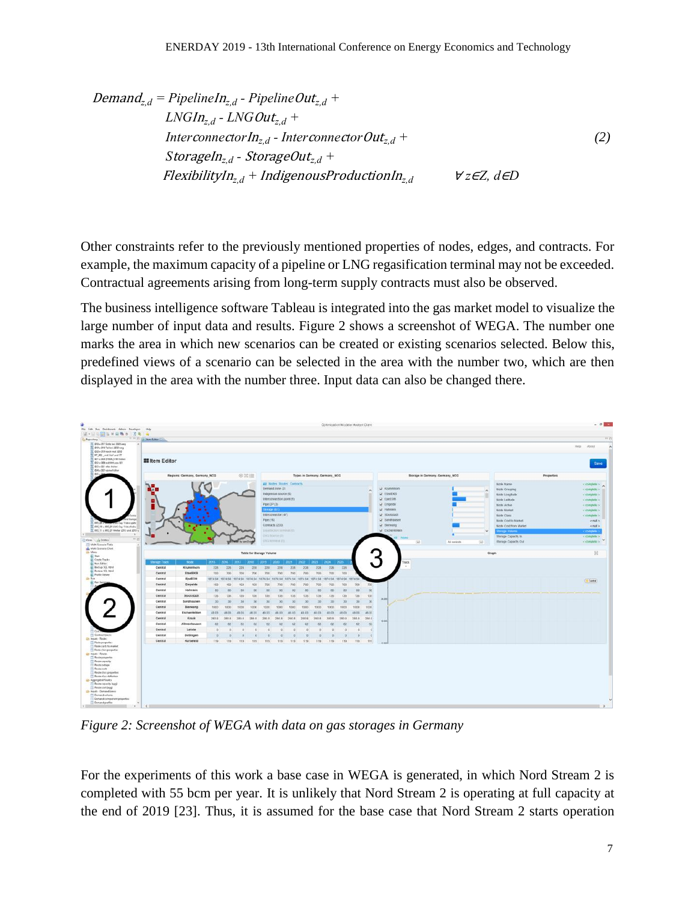$$
\begin{aligned}
Demand_{z,d} = {} & PipelineIn_{z,d} - PipelineOut_{z,d} + \\
& LNGIn_{z,d} - LNGOut_{z,d} + \\
& InterconnectorIn_{z,d} - InterconnectorOut_{z,d} + \\
& StorageIn_{z,d} - StorageOut_{z,d} + \\
& FlexibilityIn_{z,d} + IndigenousProductionIn_{z,d} \qquad \forall z \in Z,\ d \in D
\end{aligned} \tag{2}
$$

Other constraints refer to the previously mentioned properties of nodes, edges, and contracts. For example, the maximum capacity of a pipeline or LNG regasification terminal may not be exceeded. Contractual agreements arising from long-term supply contracts must also be observed.

The business intelligence software Tableau is integrated into the gas market model to visualize the large number of input data and results. Figure 2 shows a screenshot of WEGA. The number one marks the area in which new scenarios can be created or existing scenarios selected. Below this, predefined views of a scenario can be selected in the area with the number two, which are then displayed in the area with the number three. Input data can also be changed there.

*Figure 2: Screenshot of WEGA with data on gas storages in Germany*

For the experiments of this work a base case in WEGA is generated, in which Nord Stream 2 is completed with 55 bcm per year. It is unlikely that Nord Stream 2 is operating at full capacity at the end of 2019 [23]. Thus, it is assumed for the base case that Nord Stream 2 starts operation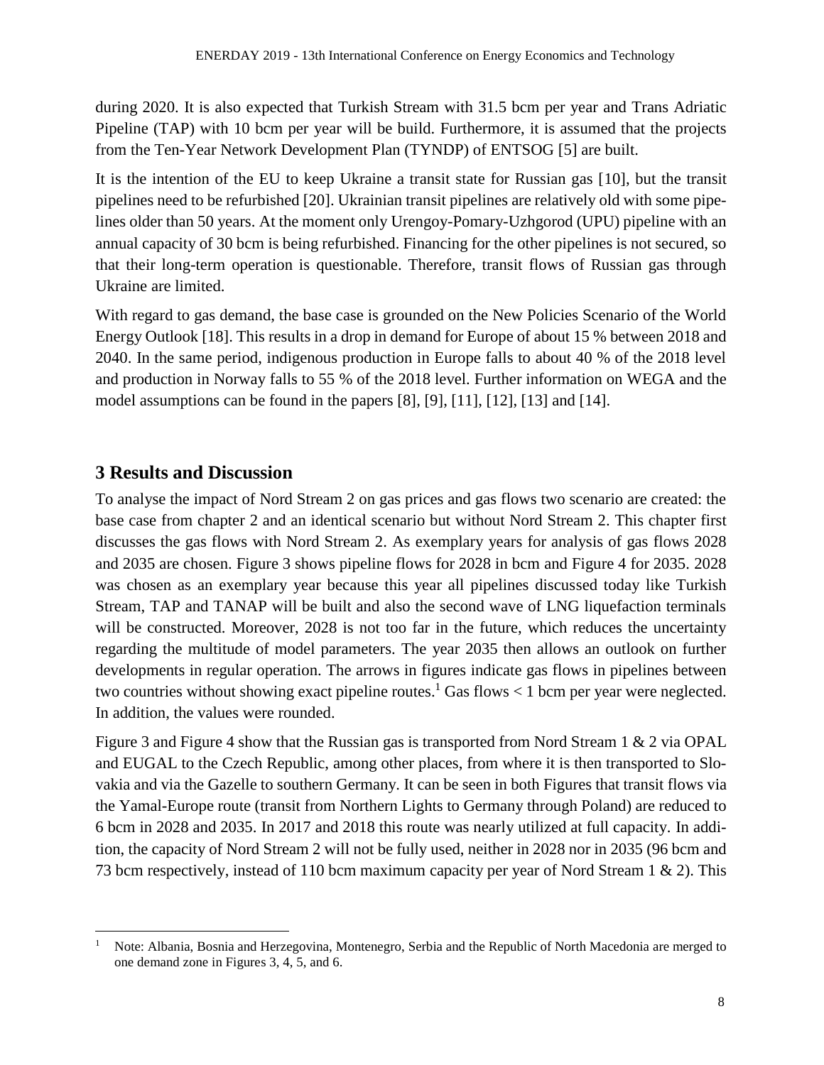during 2020. It is also expected that Turkish Stream with 31.5 bcm per year and Trans Adriatic Pipeline (TAP) with 10 bcm per year will be build. Furthermore, it is assumed that the projects from the Ten-Year Network Development Plan (TYNDP) of ENTSOG [5] are built.

It is the intention of the EU to keep Ukraine a transit state for Russian gas [10], but the transit pipelines need to be refurbished [20]. Ukrainian transit pipelines are relatively old with some pipelines older than 50 years. At the moment only Urengoy-Pomary-Uzhgorod (UPU) pipeline with an annual capacity of 30 bcm is being refurbished. Financing for the other pipelines is not secured, so that their long-term operation is questionable. Therefore, transit flows of Russian gas through Ukraine are limited.

With regard to gas demand, the base case is grounded on the New Policies Scenario of the World Energy Outlook [18]. This results in a drop in demand for Europe of about 15 % between 2018 and 2040. In the same period, indigenous production in Europe falls to about 40 % of the 2018 level and production in Norway falls to 55 % of the 2018 level. Further information on WEGA and the model assumptions can be found in the papers [8], [9], [11], [12], [13] and [14].

## 3 Results and Discussion

To analyse the impact of Nord Stream 2 on gas prices and gas flows two scenario are created: the base case from chapter 2 and an identical scenario but without Nord Stream 2. This chapter first discusses the gas flows with Nord Stream 2. As exemplary years for analysis of gas flows 2028 and 2035 are chosen. Figure 3 shows pipeline flows for 2028 in bcm and Figure 4 for 2035. 2028 was chosen as an exemplary year because this year all pipelines discussed today like Turkish Stream, TAP and TANAP will be built and also the second wave of LNG liquefaction terminals will be constructed. Moreover, 2028 is not too far in the future, which reduces the uncertainty regarding the multitude of model parameters. The year 2035 then allows an outlook on further developments in regular operation. The arrows in figures indicate gas flows in pipelines between two countries without showing exact pipeline routes.[1] Gas flows < 1 bcm per year were neglected. In addition, the values were rounded.

Figure 3 and Figure 4 show that the Russian gas is transported from Nord Stream 1 & 2 via OPAL and EUGAL to the Czech Republic, among other places, from where it is then transported to Slovakia and via the Gazelle to southern Germany. It can be seen in both Figures that transit flows via the Yamal-Europe route (transit from Northern Lights to Germany through Poland) are reduced to 6 bcm in 2028 and 2035. In 2017 and 2018 this route was nearly utilized at full capacity. In addition, the capacity of Nord Stream 2 will not be fully used, neither in 2028 nor in 2035 (96 bcm and 73 bcm respectively, instead of 110 bcm maximum capacity per year of Nord Stream 1 & 2). This

[1] Note: Albania, Bosnia and Herzegovina, Montenegro, Serbia and the Republic of North Macedonia are merged to one demand zone in Figures 3, 4, 5, and 6.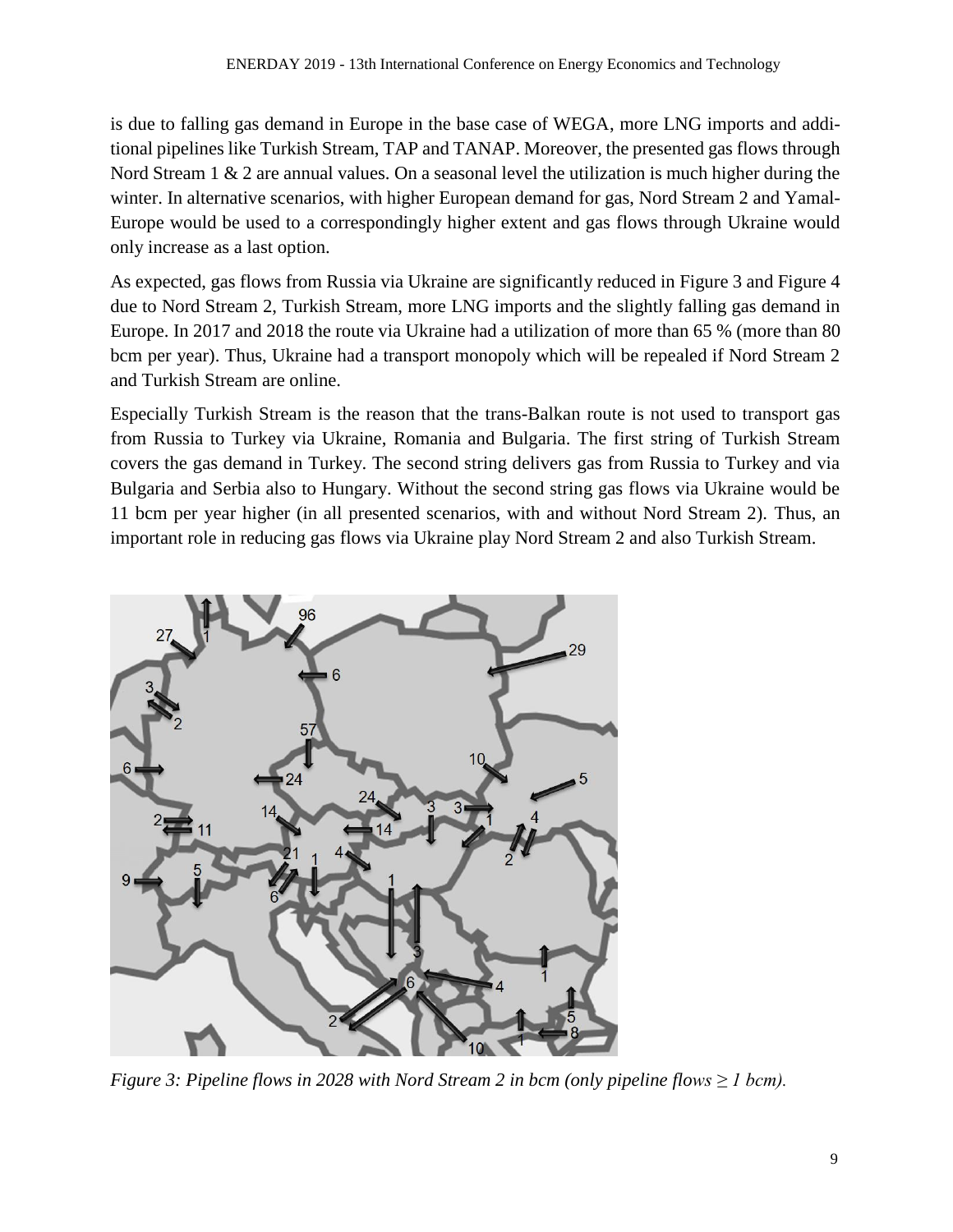is due to falling gas demand in Europe in the base case of WEGA, more LNG imports and additional pipelines like Turkish Stream, TAP and TANAP. Moreover, the presented gas flows through Nord Stream 1 & 2 are annual values. On a seasonal level the utilization is much higher during the winter. In alternative scenarios, with higher European demand for gas, Nord Stream 2 and Yamal-Europe would be used to a correspondingly higher extent and gas flows through Ukraine would only increase as a last option.

As expected, gas flows from Russia via Ukraine are significantly reduced in Figure 3 and Figure 4 due to Nord Stream 2, Turkish Stream, more LNG imports and the slightly falling gas demand in Europe. In 2017 and 2018 the route via Ukraine had a utilization of more than 65 % (more than 80 bcm per year). Thus, Ukraine had a transport monopoly which will be repealed if Nord Stream 2 and Turkish Stream are online.

Especially Turkish Stream is the reason that the trans-Balkan route is not used to transport gas from Russia to Turkey via Ukraine, Romania and Bulgaria. The first string of Turkish Stream covers the gas demand in Turkey. The second string delivers gas from Russia to Turkey and via Bulgaria and Serbia also to Hungary. Without the second string gas flows via Ukraine would be 11 bcm per year higher (in all presented scenarios, with and without Nord Stream 2). Thus, an important role in reducing gas flows via Ukraine play Nord Stream 2 and also Turkish Stream.

*Figure 3: Pipeline flows in 2028 with Nord Stream 2 in bcm (only pipeline flows ≥ 1 bcm).*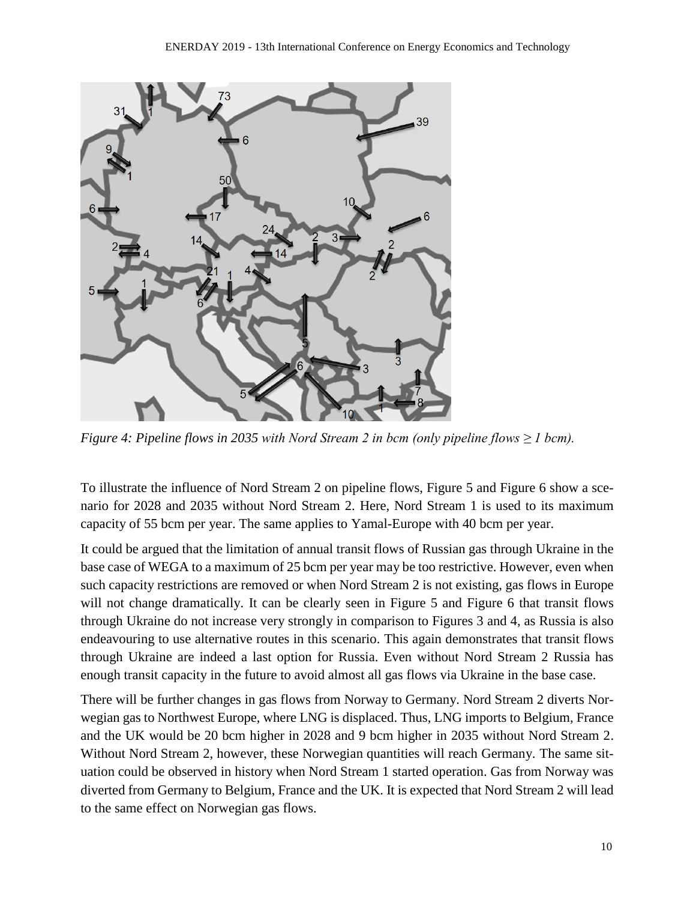*Figure 4: Pipeline flows in 2035 with Nord Stream 2 in bcm (only pipeline flows ≥ 1 bcm).*

To illustrate the influence of Nord Stream 2 on pipeline flows, Figure 5 and Figure 6 show a scenario for 2028 and 2035 without Nord Stream 2. Here, Nord Stream 1 is used to its maximum capacity of 55 bcm per year. The same applies to Yamal-Europe with 40 bcm per year.

It could be argued that the limitation of annual transit flows of Russian gas through Ukraine in the base case of WEGA to a maximum of 25 bcm per year may be too restrictive. However, even when such capacity restrictions are removed or when Nord Stream 2 is not existing, gas flows in Europe will not change dramatically. It can be clearly seen in Figure 5 and Figure 6 that transit flows through Ukraine do not increase very strongly in comparison to Figures 3 and 4, as Russia is also endeavouring to use alternative routes in this scenario. This again demonstrates that transit flows through Ukraine are indeed a last option for Russia. Even without Nord Stream 2 Russia has enough transit capacity in the future to avoid almost all gas flows via Ukraine in the base case.

There will be further changes in gas flows from Norway to Germany. Nord Stream 2 diverts Norwegian gas to Northwest Europe, where LNG is displaced. Thus, LNG imports to Belgium, France and the UK would be 20 bcm higher in 2028 and 9 bcm higher in 2035 without Nord Stream 2. Without Nord Stream 2, however, these Norwegian quantities will reach Germany. The same situation could be observed in history when Nord Stream 1 started operation. Gas from Norway was diverted from Germany to Belgium, France and the UK. It is expected that Nord Stream 2 will lead to the same effect on Norwegian gas flows.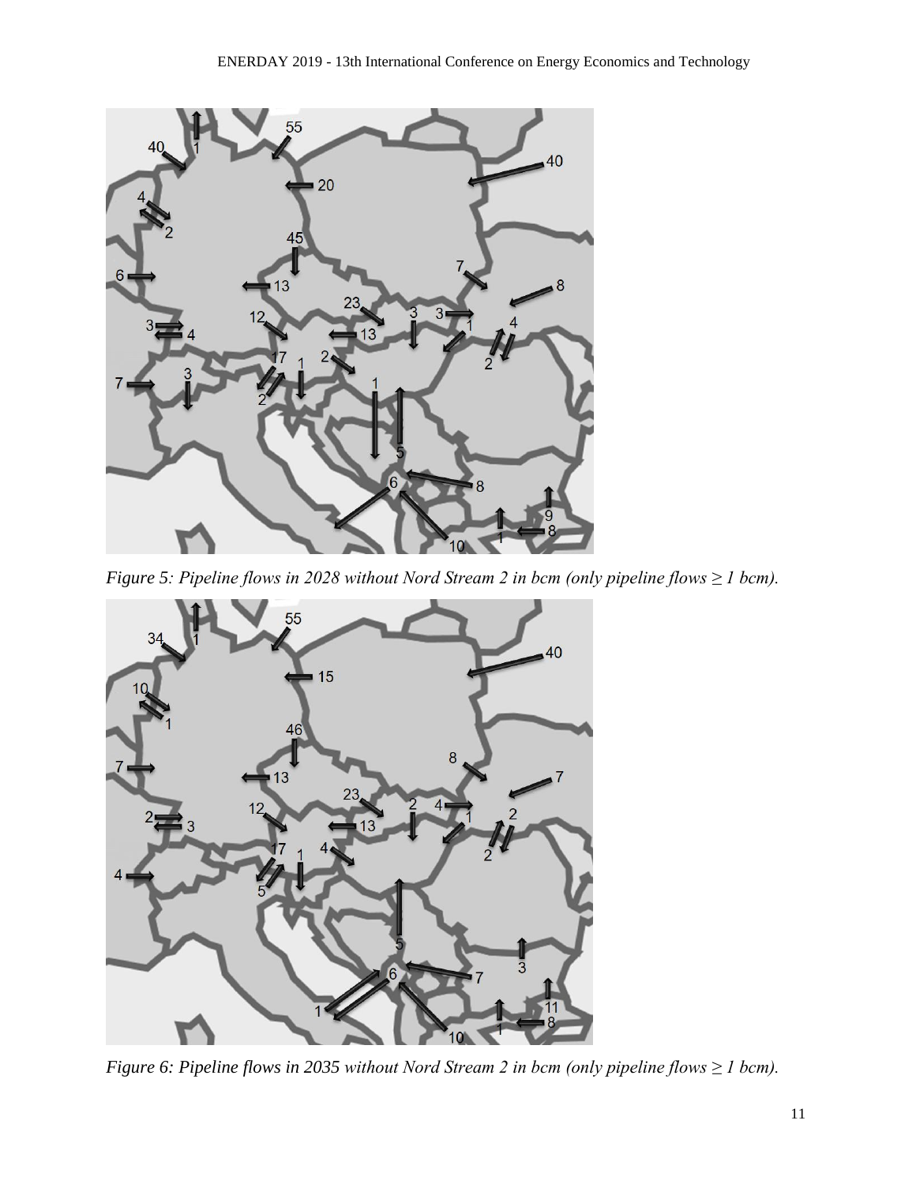*Figure 5: Pipeline flows in 2028 without Nord Stream 2 in bcm (only pipeline flows ≥ 1 bcm).*

*Figure 6: Pipeline flows in 2035 without Nord Stream 2 in bcm (only pipeline flows ≥ 1 bcm).*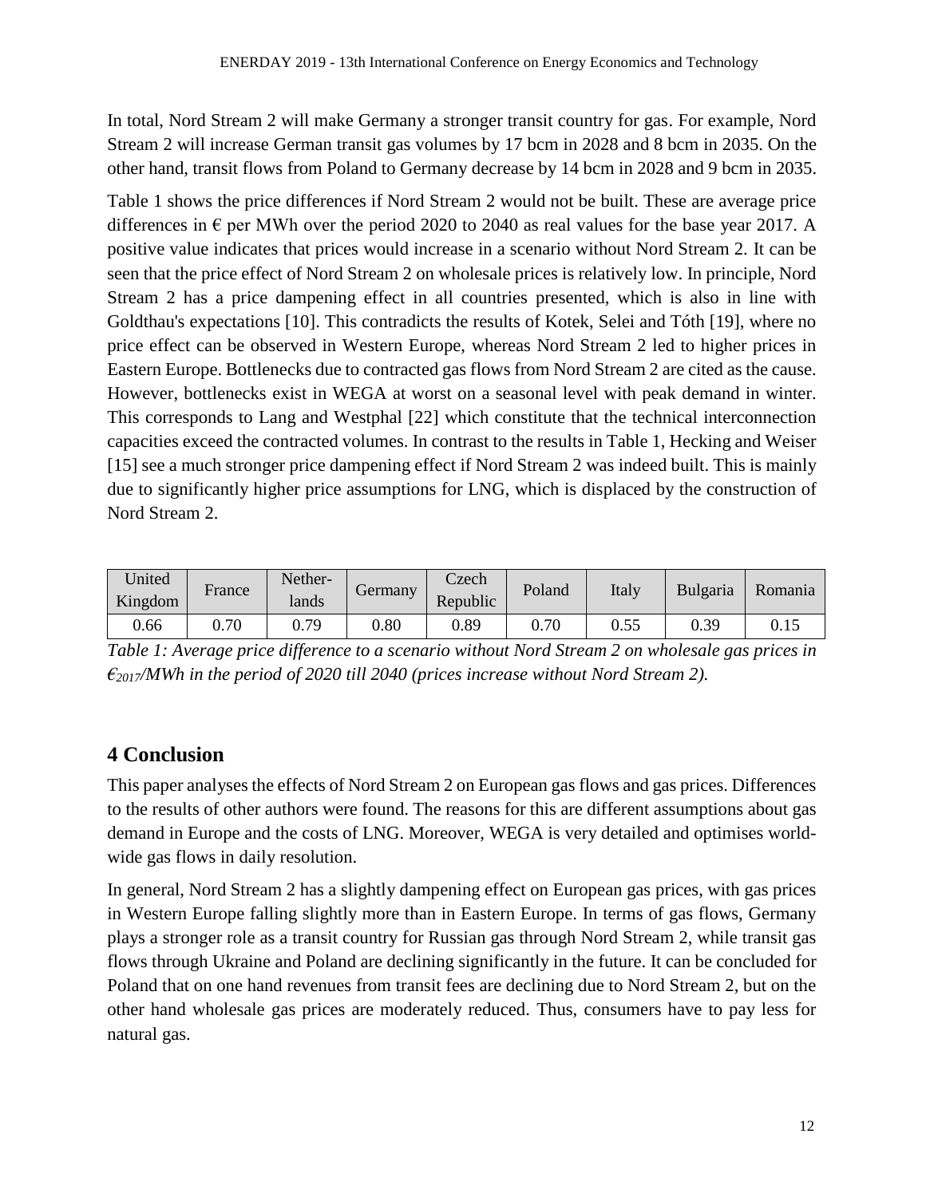In total, Nord Stream 2 will make Germany a stronger transit country for gas. For example, Nord Stream 2 will increase German transit gas volumes by 17 bcm in 2028 and 8 bcm in 2035. On the other hand, transit flows from Poland to Germany decrease by 14 bcm in 2028 and 9 bcm in 2035.

Table 1 shows the price differences if Nord Stream 2 would not be built. These are average price differences in € per MWh over the period 2020 to 2040 as real values for the base year 2017. A positive value indicates that prices would increase in a scenario without Nord Stream 2. It can be seen that the price effect of Nord Stream 2 on wholesale prices is relatively low. In principle, Nord Stream 2 has a price dampening effect in all countries presented, which is also in line with Goldthau's expectations [10]. This contradicts the results of Kotek, Selei and Tóth [19], where no price effect can be observed in Western Europe, whereas Nord Stream 2 led to higher prices in Eastern Europe. Bottlenecks due to contracted gas flows from Nord Stream 2 are cited as the cause. However, bottlenecks exist in WEGA at worst on a seasonal level with peak demand in winter. This corresponds to Lang and Westphal [22] which constitute that the technical interconnection capacities exceed the contracted volumes. In contrast to the results in Table 1, Hecking and Weiser [15] see a much stronger price dampening effect if Nord Stream 2 was indeed built. This is mainly due to significantly higher price assumptions for LNG, which is displaced by the construction of Nord Stream 2.

| United Kingdom | France | Nether-lands | Germany | Czech Republic | Poland | Italy | Bulgaria | Romania |
|---|---|---|---|---|---|---|---|---|
| 0.66 | 0.70 | 0.79 | 0.80 | 0.89 | 0.70 | 0.55 | 0.39 | 0.15 |

*Table 1: Average price difference to a scenario without Nord Stream 2 on wholesale gas prices in €$_{2017}$/MWh in the period of 2020 till 2040 (prices increase without Nord Stream 2).*

## 4 Conclusion

This paper analyses the effects of Nord Stream 2 on European gas flows and gas prices. Differences to the results of other authors were found. The reasons for this are different assumptions about gas demand in Europe and the costs of LNG. Moreover, WEGA is very detailed and optimises world-wide gas flows in daily resolution.

In general, Nord Stream 2 has a slightly dampening effect on European gas prices, with gas prices in Western Europe falling slightly more than in Eastern Europe. In terms of gas flows, Germany plays a stronger role as a transit country for Russian gas through Nord Stream 2, while transit gas flows through Ukraine and Poland are declining significantly in the future. It can be concluded for Poland that on one hand revenues from transit fees are declining due to Nord Stream 2, but on the other hand wholesale gas prices are moderately reduced. Thus, consumers have to pay less for natural gas.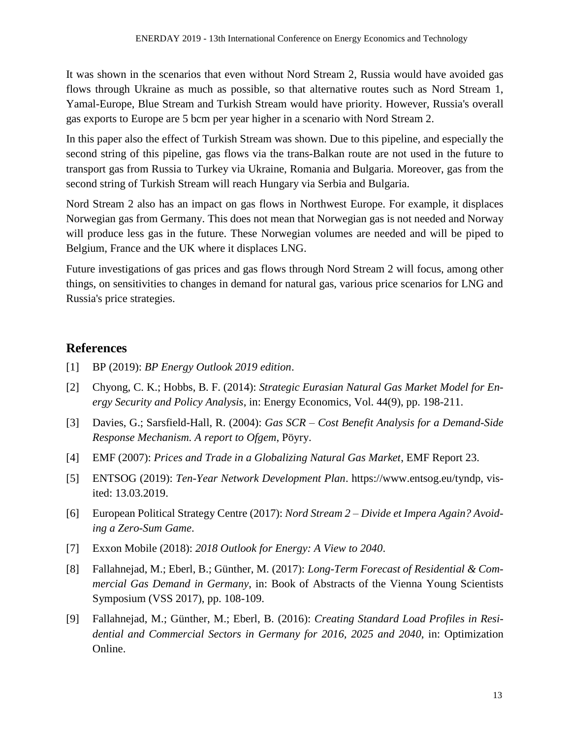It was shown in the scenarios that even without Nord Stream 2, Russia would have avoided gas flows through Ukraine as much as possible, so that alternative routes such as Nord Stream 1, Yamal-Europe, Blue Stream and Turkish Stream would have priority. However, Russia's overall gas exports to Europe are 5 bcm per year higher in a scenario with Nord Stream 2.

In this paper also the effect of Turkish Stream was shown. Due to this pipeline, and especially the second string of this pipeline, gas flows via the trans-Balkan route are not used in the future to transport gas from Russia to Turkey via Ukraine, Romania and Bulgaria. Moreover, gas from the second string of Turkish Stream will reach Hungary via Serbia and Bulgaria.

Nord Stream 2 also has an impact on gas flows in Northwest Europe. For example, it displaces Norwegian gas from Germany. This does not mean that Norwegian gas is not needed and Norway will produce less gas in the future. These Norwegian volumes are needed and will be piped to Belgium, France and the UK where it displaces LNG.

Future investigations of gas prices and gas flows through Nord Stream 2 will focus, among other things, on sensitivities to changes in demand for natural gas, various price scenarios for LNG and Russia's price strategies.

## References

[1] BP (2019): *BP Energy Outlook 2019 edition*.

[2] Chyong, C. K.; Hobbs, B. F. (2014): *Strategic Eurasian Natural Gas Market Model for Energy Security and Policy Analysis*, in: Energy Economics, Vol. 44(9), pp. 198-211.

[3] Davies, G.; Sarsfield-Hall, R. (2004): *Gas SCR – Cost Benefit Analysis for a Demand-Side Response Mechanism. A report to Ofgem*, Pöyry.

[4] EMF (2007): *Prices and Trade in a Globalizing Natural Gas Market*, EMF Report 23.

[5] ENTSOG (2019): *Ten-Year Network Development Plan*. https://www.entsog.eu/tyndp, visited: 13.03.2019.

[6] European Political Strategy Centre (2017): *Nord Stream 2 – Divide et Impera Again? Avoiding a Zero-Sum Game*.

[7] Exxon Mobile (2018): *2018 Outlook for Energy: A View to 2040*.

[8] Fallahnejad, M.; Eberl, B.; Günther, M. (2017): *Long-Term Forecast of Residential & Commercial Gas Demand in Germany*, in: Book of Abstracts of the Vienna Young Scientists Symposium (VSS 2017), pp. 108-109.

[9] Fallahnejad, M.; Günther, M.; Eberl, B. (2016): *Creating Standard Load Profiles in Residential and Commercial Sectors in Germany for 2016, 2025 and 2040*, in: Optimization Online.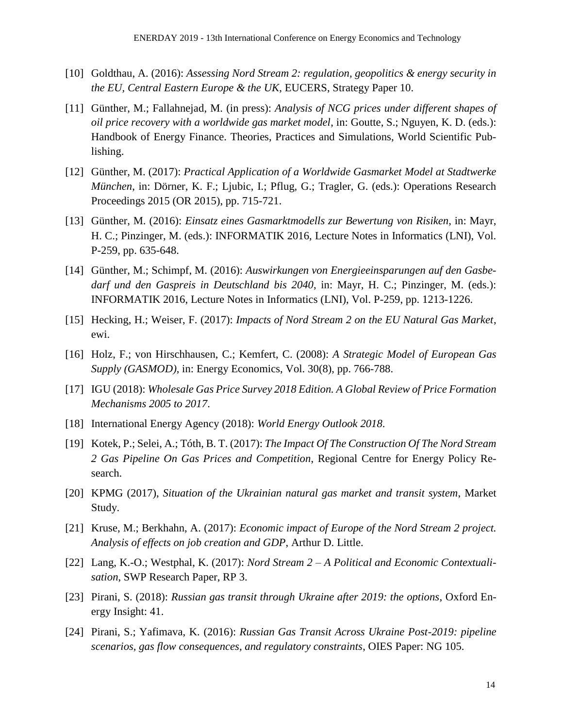[10] Goldthau, A. (2016): *Assessing Nord Stream 2: regulation, geopolitics & energy security in the EU, Central Eastern Europe & the UK*, EUCERS, Strategy Paper 10.

[11] Günther, M.; Fallahnejad, M. (in press): *Analysis of NCG prices under different shapes of oil price recovery with a worldwide gas market model*, in: Goutte, S.; Nguyen, K. D. (eds.): Handbook of Energy Finance. Theories, Practices and Simulations, World Scientific Publishing.

[12] Günther, M. (2017): *Practical Application of a Worldwide Gasmarket Model at Stadtwerke München*, in: Dörner, K. F.; Ljubic, I.; Pflug, G.; Tragler, G. (eds.): Operations Research Proceedings 2015 (OR 2015), pp. 715-721.

[13] Günther, M. (2016): *Einsatz eines Gasmarktmodells zur Bewertung von Risiken*, in: Mayr, H. C.; Pinzinger, M. (eds.): INFORMATIK 2016, Lecture Notes in Informatics (LNI), Vol. P-259, pp. 635-648.

[14] Günther, M.; Schimpf, M. (2016): *Auswirkungen von Energieeinsparungen auf den Gasbedarf und den Gaspreis in Deutschland bis 2040*, in: Mayr, H. C.; Pinzinger, M. (eds.): INFORMATIK 2016, Lecture Notes in Informatics (LNI), Vol. P-259, pp. 1213-1226.

[15] Hecking, H.; Weiser, F. (2017): *Impacts of Nord Stream 2 on the EU Natural Gas Market*, ewi.

[16] Holz, F.; von Hirschhausen, C.; Kemfert, C. (2008): *A Strategic Model of European Gas Supply (GASMOD)*, in: Energy Economics, Vol. 30(8), pp. 766-788.

[17] IGU (2018): *Wholesale Gas Price Survey 2018 Edition. A Global Review of Price Formation Mechanisms 2005 to 2017*.

[18] International Energy Agency (2018): *World Energy Outlook 2018*.

[19] Kotek, P.; Selei, A.; Tóth, B. T. (2017): *The Impact Of The Construction Of The Nord Stream 2 Gas Pipeline On Gas Prices and Competition*, Regional Centre for Energy Policy Research.

[20] KPMG (2017), *Situation of the Ukrainian natural gas market and transit system*, Market Study.

[21] Kruse, M.; Berkhahn, A. (2017): *Economic impact of Europe of the Nord Stream 2 project. Analysis of effects on job creation and GDP*, Arthur D. Little.

[22] Lang, K.-O.; Westphal, K. (2017): *Nord Stream 2 – A Political and Economic Contextualisation*, SWP Research Paper, RP 3.

[23] Pirani, S. (2018): *Russian gas transit through Ukraine after 2019: the options*, Oxford Energy Insight: 41.

[24] Pirani, S.; Yafimava, K. (2016): *Russian Gas Transit Across Ukraine Post-2019: pipeline scenarios, gas flow consequences, and regulatory constraints*, OIES Paper: NG 105.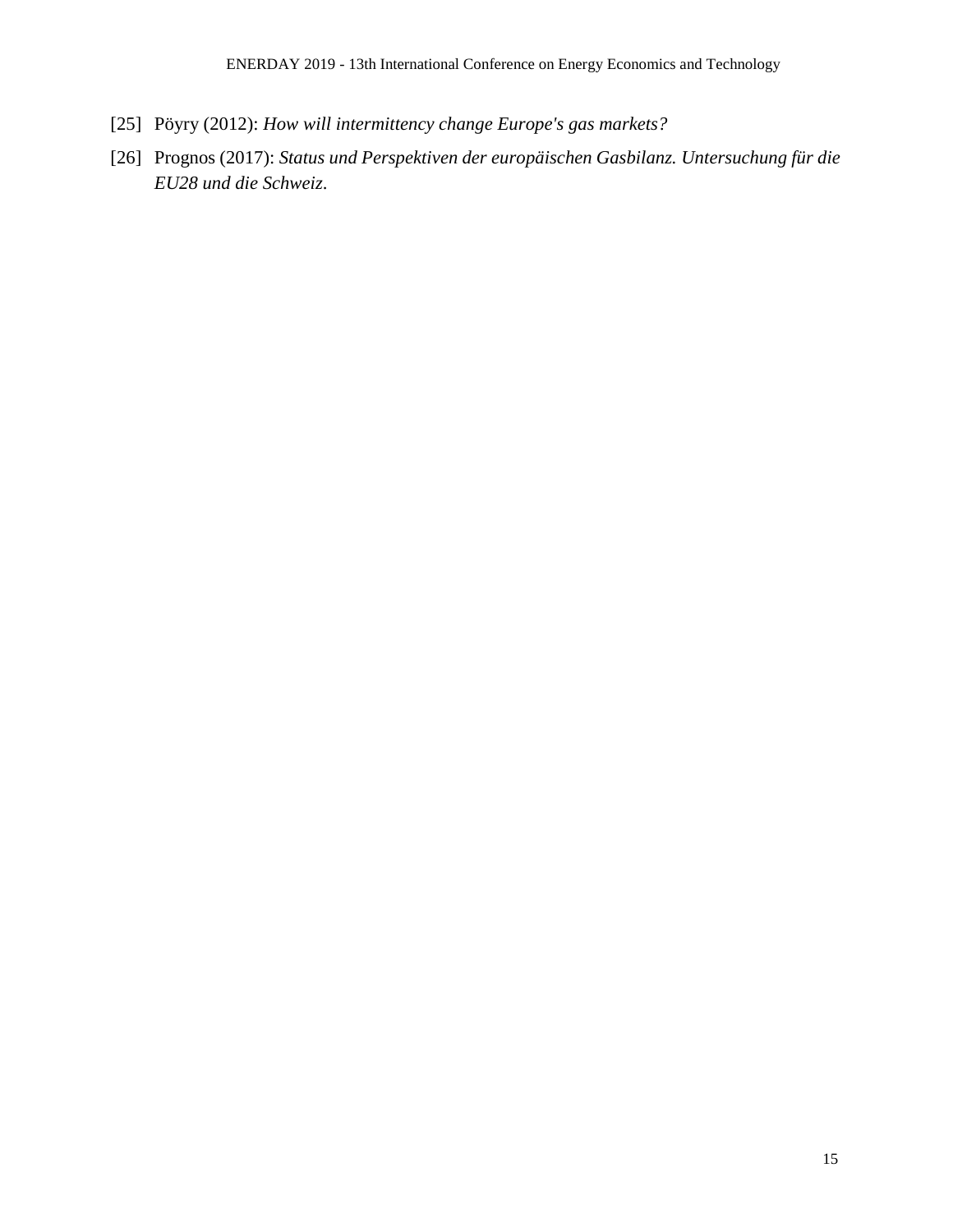[25] Pöyry (2012): *How will intermittency change Europe's gas markets?*

[26] Prognos (2017): *Status und Perspektiven der europäischen Gasbilanz. Untersuchung für die EU28 und die Schweiz.*